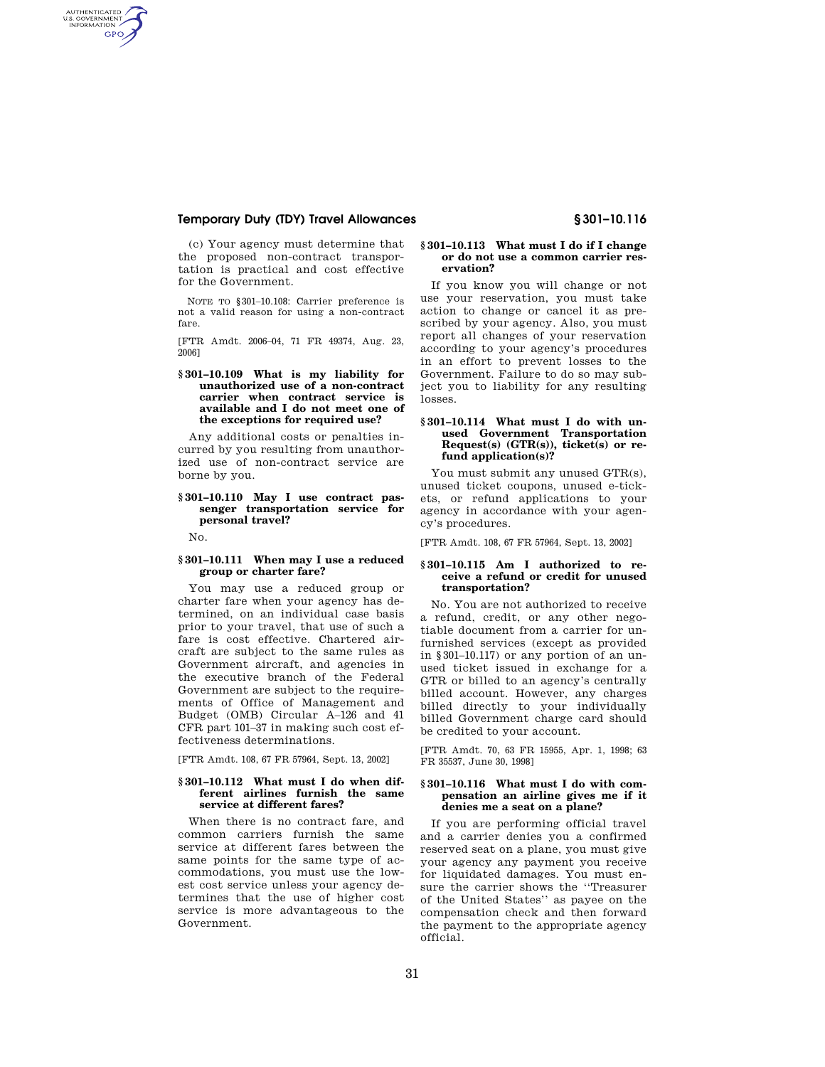(c) Your agency must determine that the proposed non-contract transportation is practical and cost effective for the Government.

NOTE TO §301–10.108: Carrier preference is not a valid reason for using a non-contract fare.

[FTR Amdt. 2006–04, 71 FR 49374, Aug. 23, 2006]

### §301–10.109 What is my liability for unauthorized use of a non-contract carrier when contract service is available and I do not meet one of the exceptions for required use?

Any additional costs or penalties incurred by you resulting from unauthorized use of non-contract service are borne by you.

### §301–10.110 May I use contract passenger transportation service for personal travel?

No.

### §301–10.111 When may I use a reduced group or charter fare?

You may use a reduced group or charter fare when your agency has determined, on an individual case basis prior to your travel, that use of such a fare is cost effective. Chartered aircraft are subject to the same rules as Government aircraft, and agencies in the executive branch of the Federal Government are subject to the requirements of Office of Management and Budget (OMB) Circular A–126 and 41 CFR part 101–37 in making such cost effectiveness determinations.

[FTR Amdt. 108, 67 FR 57964, Sept. 13, 2002]

### §301–10.112 What must I do when different airlines furnish the same service at different fares?

When there is no contract fare, and common carriers furnish the same service at different fares between the same points for the same type of accommodations, you must use the lowest cost service unless your agency determines that the use of higher cost service is more advantageous to the Government.

### §301–10.113 What must I do if I change or do not use a common carrier reservation?

If you know you will change or not use your reservation, you must take action to change or cancel it as prescribed by your agency. Also, you must report all changes of your reservation according to your agency's procedures in an effort to prevent losses to the Government. Failure to do so may subject you to liability for any resulting losses.

### §301–10.114 What must I do with unused Government Transportation Request(s) (GTR(s)), ticket(s) or refund application(s)?

You must submit any unused GTR(s), unused ticket coupons, unused e-tickets, or refund applications to your agency in accordance with your agency's procedures.

[FTR Amdt. 108, 67 FR 57964, Sept. 13, 2002]

### §301–10.115 Am I authorized to receive a refund or credit for unused transportation?

No. You are not authorized to receive a refund, credit, or any other negotiable document from a carrier for unfurnished services (except as provided in §301–10.117) or any portion of an unused ticket issued in exchange for a GTR or billed to an agency's centrally billed account. However, any charges billed directly to your individually billed Government charge card should be credited to your account.

[FTR Amdt. 70, 63 FR 15955, Apr. 1, 1998; 63 FR 35537, June 30, 1998]

### §301–10.116 What must I do with compensation an airline gives me if it denies me a seat on a plane?

If you are performing official travel and a carrier denies you a confirmed reserved seat on a plane, you must give your agency any payment you receive for liquidated damages. You must ensure the carrier shows the "Treasurer of the United States" as payee on the compensation check and then forward the payment to the appropriate agency official.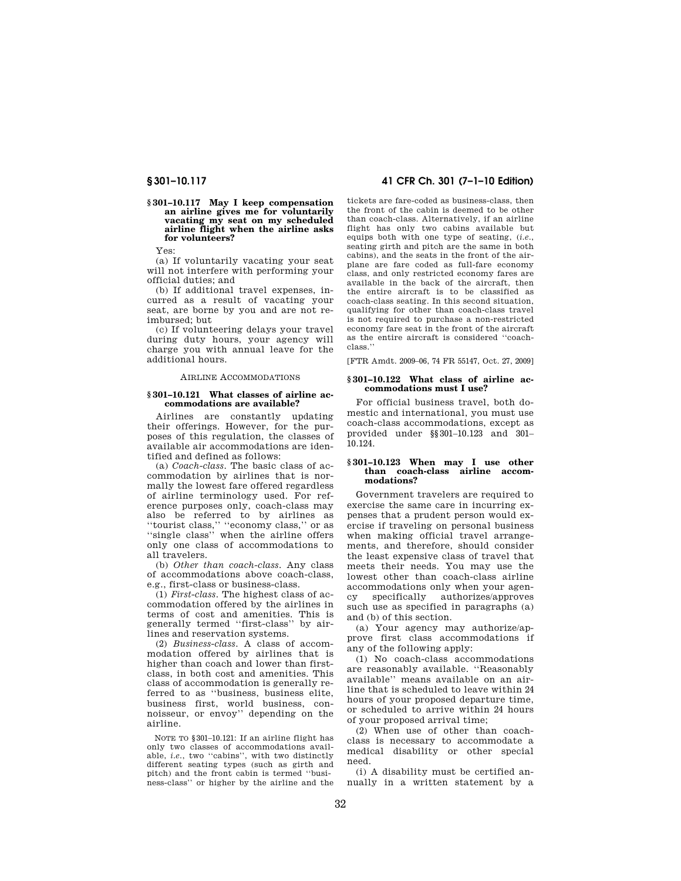### § 301–10.117 May I keep compensation an airline gives me for voluntarily vacating my seat on my scheduled airline flight when the airline asks for volunteers?

Yes:

(a) If voluntarily vacating your seat will not interfere with performing your official duties; and

(b) If additional travel expenses, incurred as a result of vacating your seat, are borne by you and are not reimbursed; but

(c) If volunteering delays your travel during duty hours, your agency will charge you with annual leave for the additional hours.

AIRLINE ACCOMMODATIONS

### § 301–10.121 What classes of airline accommodations are available?

Airlines are constantly updating their offerings. However, for the purposes of this regulation, the classes of available air accommodations are identified and defined as follows:

(a) *Coach-class.* The basic class of accommodation by airlines that is normally the lowest fare offered regardless of airline terminology used. For reference purposes only, coach-class may also be referred to by airlines as ''tourist class,'' ''economy class,'' or as ''single class'' when the airline offers only one class of accommodations to all travelers.

(b) *Other than coach-class.* Any class of accommodations above coach-class, e.g., first-class or business-class.

(1) *First-class.* The highest class of accommodation offered by the airlines in terms of cost and amenities. This is generally termed ''first-class'' by airlines and reservation systems.

(2) *Business-class.* A class of accommodation offered by airlines that is higher than coach and lower than first-class, in both cost and amenities. This class of accommodation is generally referred to as ''business, business elite, business first, world business, connoisseur, or envoy'' depending on the airline.

NOTE TO § 301–10.121: If an airline flight has only two classes of accommodations available, *i.e.*, two ''cabins'', with two distinctly different seating types (such as girth and pitch) and the front cabin is termed ''business-class'' or higher by the airline and the tickets are fare-coded as business-class, then the front of the cabin is deemed to be other than coach-class. Alternatively, if an airline flight has only two cabins available but equips both with one type of seating, (*i.e.*, seating girth and pitch are the same in both cabins), and the seats in the front of the airplane are fare coded as full-fare economy class, and only restricted economy fares are available in the back of the aircraft, then the entire aircraft is to be classified as coach-class seating. In this second situation, qualifying for other than coach-class travel is not required to purchase a non-restricted economy fare seat in the front of the aircraft as the entire aircraft is considered ''coach-class.''

[FTR Amdt. 2009–06, 74 FR 55147, Oct. 27, 2009]

### § 301–10.122 What class of airline accommodations must I use?

For official business travel, both domestic and international, you must use coach-class accommodations, except as provided under §§ 301–10.123 and 301–10.124.

### § 301–10.123 When may I use other than coach-class airline accommodations?

Government travelers are required to exercise the same care in incurring expenses that a prudent person would exercise if traveling on personal business when making official travel arrangements, and therefore, should consider the least expensive class of travel that meets their needs. You may use the lowest other than coach-class airline accommodations only when your agency specifically authorizes/approves such use as specified in paragraphs (a) and (b) of this section.

(a) Your agency may authorize/approve first class accommodations if any of the following apply:

(1) No coach-class accommodations are reasonably available. ''Reasonably available'' means available on an airline that is scheduled to leave within 24 hours of your proposed departure time, or scheduled to arrive within 24 hours of your proposed arrival time;

(2) When use of other than coach-class is necessary to accommodate a medical disability or other special need.

(i) A disability must be certified annually in a written statement by a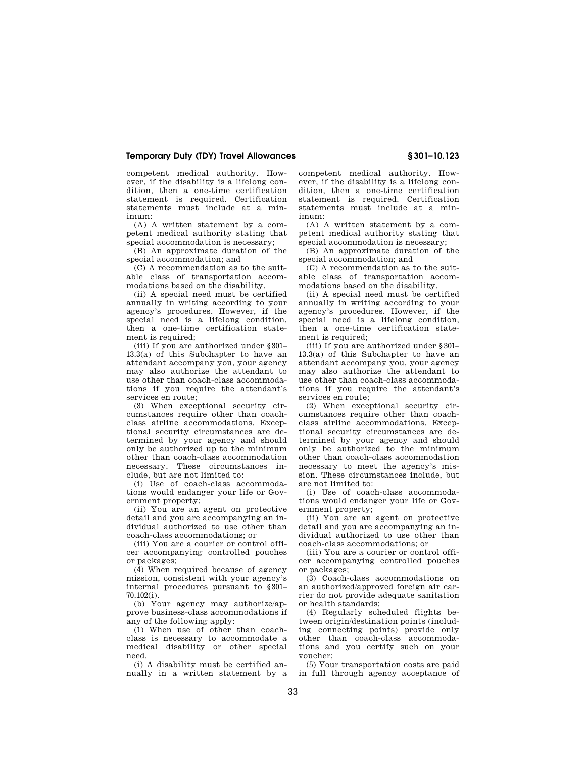competent medical authority. However, if the disability is a lifelong condition, then a one-time certification statement is required. Certification statements must include at a minimum:

(A) A written statement by a competent medical authority stating that special accommodation is necessary;

(B) An approximate duration of the special accommodation; and

(C) A recommendation as to the suitable class of transportation accommodations based on the disability.

(ii) A special need must be certified annually in writing according to your agency's procedures. However, if the special need is a lifelong condition, then a one-time certification statement is required;

(iii) If you are authorized under §301–13.3(a) of this Subchapter to have an attendant accompany you, your agency may also authorize the attendant to use other than coach-class accommodations if you require the attendant's services en route;

(3) When exceptional security circumstances require other than coach-class airline accommodations. Exceptional security circumstances are determined by your agency and should only be authorized up to the minimum other than coach-class accommodation necessary. These circumstances include, but are not limited to:

(i) Use of coach-class accommodations would endanger your life or Government property;

(ii) You are an agent on protective detail and you are accompanying an individual authorized to use other than coach-class accommodations; or

(iii) You are a courier or control officer accompanying controlled pouches or packages;

(4) When required because of agency mission, consistent with your agency's internal procedures pursuant to §301–70.102(i).

(b) Your agency may authorize/approve business-class accommodations if any of the following apply:

(1) When use of other than coach-class is necessary to accommodate a medical disability or other special need.

(i) A disability must be certified annually in a written statement by a competent medical authority. However, if the disability is a lifelong condition, then a one-time certification statement is required. Certification statements must include at a minimum:

(A) A written statement by a competent medical authority stating that special accommodation is necessary;

(B) An approximate duration of the special accommodation; and

(C) A recommendation as to the suitable class of transportation accommodations based on the disability.

(ii) A special need must be certified annually in writing according to your agency's procedures. However, if the special need is a lifelong condition, then a one-time certification statement is required;

(iii) If you are authorized under §301–13.3(a) of this Subchapter to have an attendant accompany you, your agency may also authorize the attendant to use other than coach-class accommodations if you require the attendant's services en route;

(2) When exceptional security circumstances require other than coach-class airline accommodations. Exceptional security circumstances are determined by your agency and should only be authorized to the minimum other than coach-class accommodation necessary to meet the agency's mission. These circumstances include, but are not limited to:

(i) Use of coach-class accommodations would endanger your life or Government property;

(ii) You are an agent on protective detail and you are accompanying an individual authorized to use other than coach-class accommodations; or

(iii) You are a courier or control officer accompanying controlled pouches or packages;

(3) Coach-class accommodations on an authorized/approved foreign air carrier do not provide adequate sanitation or health standards;

(4) Regularly scheduled flights between origin/destination points (including connecting points) provide only other than coach-class accommodations and you certify such on your voucher;

(5) Your transportation costs are paid in full through agency acceptance of